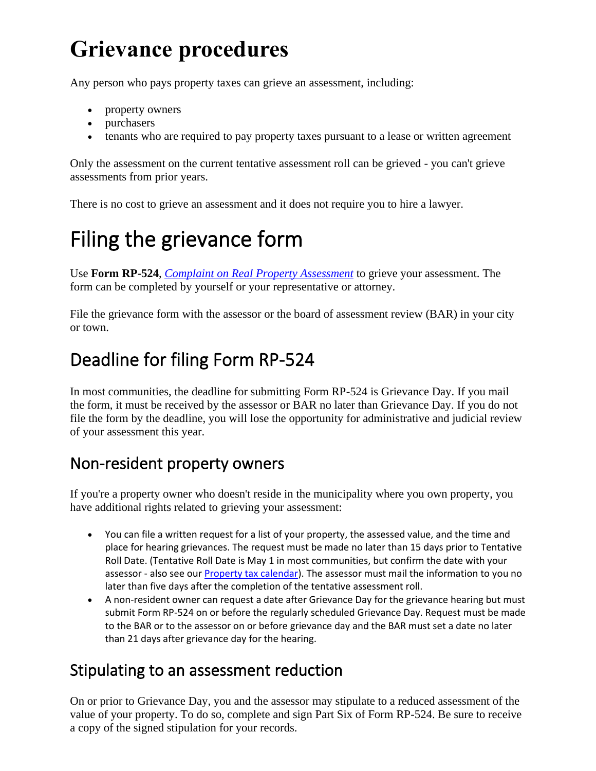# Grievance procedures

Any person who pays property taxes can grieve an assessment, including:

- property owners
- purchasers
- tenants who are required to pay property taxes pursuant to a lease or written agreement

Only the assessment on the current tentative assessment roll can be grieved - you can't grieve assessments from prior years.

There is no cost to grieve an assessment and it does not require you to hire a lawyer.

# Filing the grievance form

Use **Form RP-524**, *Complaint on Real Property Assessment* to grieve your assessment. The form can be completed by yourself or your representative or attorney.

File the grievance form with the assessor or the board of assessment review (BAR) in your city or town.

## Deadline for filing Form RP-524

In most communities, the deadline for submitting Form RP-524 is Grievance Day. If you mail the form, it must be received by the assessor or BAR no later than Grievance Day. If you do not file the form by the deadline, you will lose the opportunity for administrative and judicial review of your assessment this year.

### Non-resident property owners

If you're a property owner who doesn't reside in the municipality where you own property, you have additional rights related to grieving your assessment:

- You can file a written request for a list of your property, the assessed value, and the time and place for hearing grievances. The request must be made no later than 15 days prior to Tentative Roll Date. (Tentative Roll Date is May 1 in most communities, but confirm the date with your assessor - also see our Property tax calendar). The assessor must mail the information to you no later than five days after the completion of the tentative assessment roll.
- A non-resident owner can request a date after Grievance Day for the grievance hearing but must submit Form RP-524 on or before the regularly scheduled Grievance Day. Request must be made to the BAR or to the assessor on or before grievance day and the BAR must set a date no later than 21 days after grievance day for the hearing.

## Stipulating to an assessment reduction

On or prior to Grievance Day, you and the assessor may stipulate to a reduced assessment of the value of your property. To do so, complete and sign Part Six of Form RP-524. Be sure to receive a copy of the signed stipulation for your records.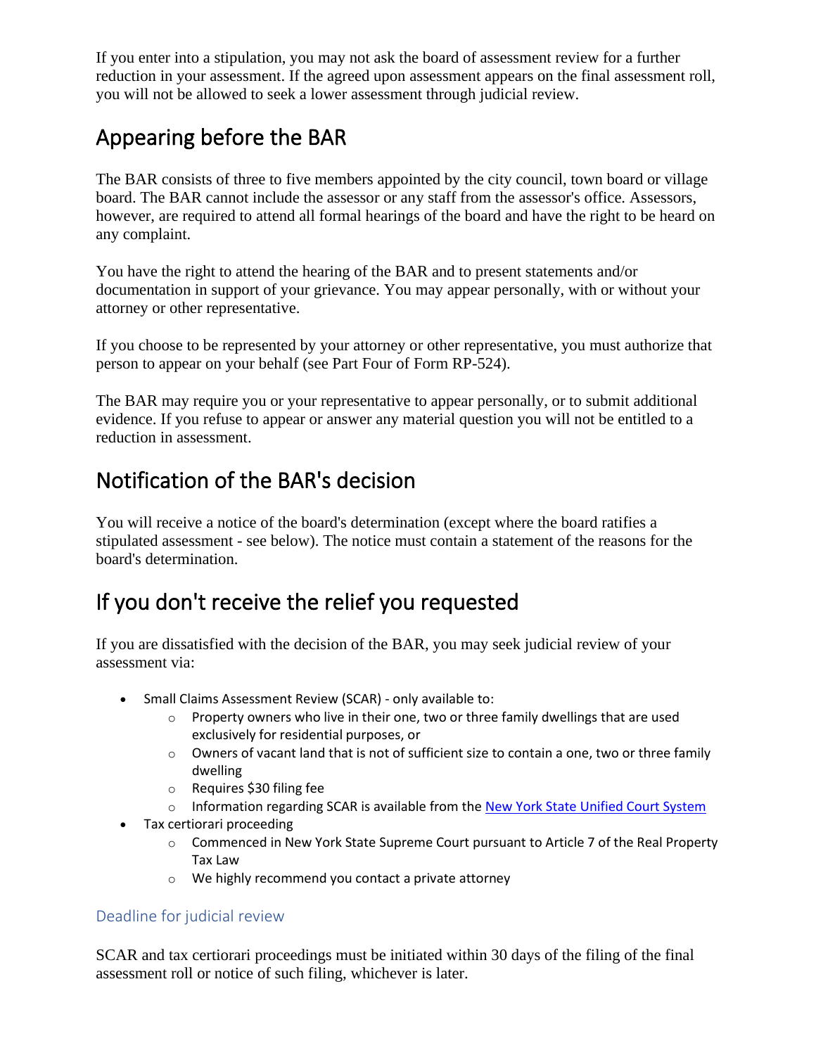If you enter into a stipulation, you may not ask the board of assessment review for a further reduction in your assessment. If the agreed upon assessment appears on the final assessment roll, you will not be allowed to seek a lower assessment through judicial review.

## Appearing before the BAR

The BAR consists of three to five members appointed by the city council, town board or village board. The BAR cannot include the assessor or any staff from the assessor's office. Assessors, however, are required to attend all formal hearings of the board and have the right to be heard on any complaint.

You have the right to attend the hearing of the BAR and to present statements and/or documentation in support of your grievance. You may appear personally, with or without your attorney or other representative.

If you choose to be represented by your attorney or other representative, you must authorize that person to appear on your behalf (see Part Four of Form RP-524).

The BAR may require you or your representative to appear personally, or to submit additional evidence. If you refuse to appear or answer any material question you will not be entitled to a reduction in assessment.

## Notification of the BAR's decision

You will receive a notice of the board's determination (except where the board ratifies a stipulated assessment - see below). The notice must contain a statement of the reasons for the board's determination.

## If you don't receive the relief you requested

If you are dissatisfied with the decision of the BAR, you may seek judicial review of your assessment via:

- Small Claims Assessment Review (SCAR) - only available to:
  - Property owners who live in their one, two or three family dwellings that are used exclusively for residential purposes, or
  - Owners of vacant land that is not of sufficient size to contain a one, two or three family dwelling
  - Requires $30 filing fee
  - Information regarding SCAR is available from the New York State Unified Court System
- Tax certiorari proceeding
  - Commenced in New York State Supreme Court pursuant to Article 7 of the Real Property Tax Law
  - We highly recommend you contact a private attorney

### Deadline for judicial review

SCAR and tax certiorari proceedings must be initiated within 30 days of the filing of the final assessment roll or notice of such filing, whichever is later.